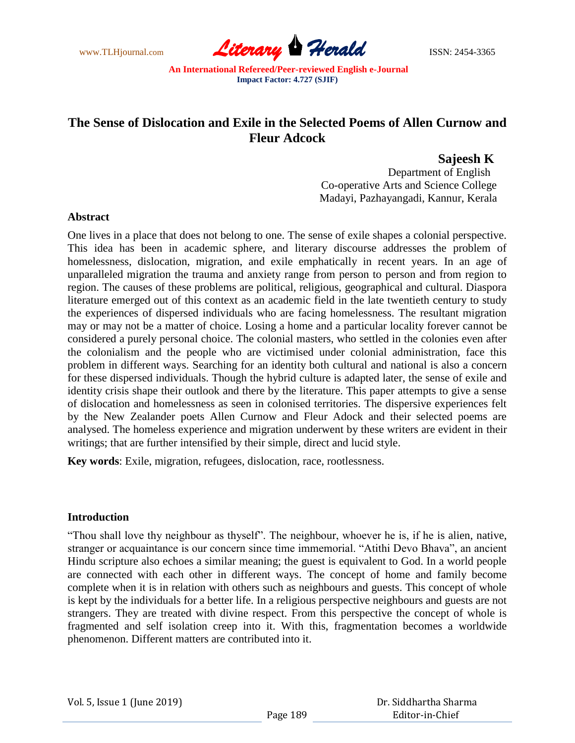# The Sense of Dislocation and Exile in the Selected Poems of Allen Curnow and Fleur Adcock

**Sajeesh K**
Department of English
Co-operative Arts and Science College
Madayi, Pazhayangadi, Kannur, Kerala

## Abstract

One lives in a place that does not belong to one. The sense of exile shapes a colonial perspective. This idea has been in academic sphere, and literary discourse addresses the problem of homelessness, dislocation, migration, and exile emphatically in recent years. In an age of unparalleled migration the trauma and anxiety range from person to person and from region to region. The causes of these problems are political, religious, geographical and cultural. Diaspora literature emerged out of this context as an academic field in the late twentieth century to study the experiences of dispersed individuals who are facing homelessness. The resultant migration may or may not be a matter of choice. Losing a home and a particular locality forever cannot be considered a purely personal choice. The colonial masters, who settled in the colonies even after the colonialism and the people who are victimised under colonial administration, face this problem in different ways. Searching for an identity both cultural and national is also a concern for these dispersed individuals. Though the hybrid culture is adapted later, the sense of exile and identity crisis shape their outlook and there by the literature. This paper attempts to give a sense of dislocation and homelessness as seen in colonised territories. The dispersive experiences felt by the New Zealander poets Allen Curnow and Fleur Adock and their selected poems are analysed. The homeless experience and migration underwent by these writers are evident in their writings; that are further intensified by their simple, direct and lucid style.

**Key words**: Exile, migration, refugees, dislocation, race, rootlessness.

## Introduction

"Thou shall love thy neighbour as thyself". The neighbour, whoever he is, if he is alien, native, stranger or acquaintance is our concern since time immemorial. "Atithi Devo Bhava", an ancient Hindu scripture also echoes a similar meaning; the guest is equivalent to God. In a world people are connected with each other in different ways. The concept of home and family become complete when it is in relation with others such as neighbours and guests. This concept of whole is kept by the individuals for a better life. In a religious perspective neighbours and guests are not strangers. They are treated with divine respect. From this perspective the concept of whole is fragmented and self isolation creep into it. With this, fragmentation becomes a worldwide phenomenon. Different matters are contributed into it.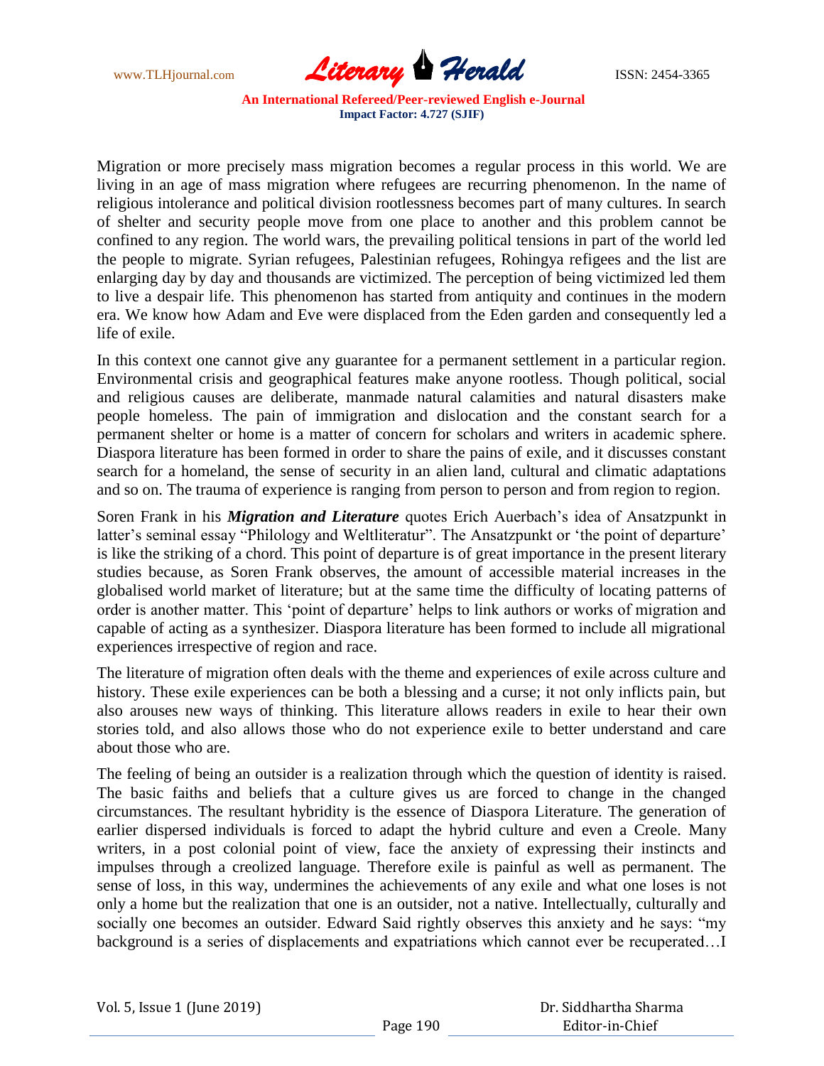Migration or more precisely mass migration becomes a regular process in this world. We are living in an age of mass migration where refugees are recurring phenomenon. In the name of religious intolerance and political division rootlessness becomes part of many cultures. In search of shelter and security people move from one place to another and this problem cannot be confined to any region. The world wars, the prevailing political tensions in part of the world led the people to migrate. Syrian refugees, Palestinian refugees, Rohingya refigees and the list are enlarging day by day and thousands are victimized. The perception of being victimized led them to live a despair life. This phenomenon has started from antiquity and continues in the modern era. We know how Adam and Eve were displaced from the Eden garden and consequently led a life of exile.

In this context one cannot give any guarantee for a permanent settlement in a particular region. Environmental crisis and geographical features make anyone rootless. Though political, social and religious causes are deliberate, manmade natural calamities and natural disasters make people homeless. The pain of immigration and dislocation and the constant search for a permanent shelter or home is a matter of concern for scholars and writers in academic sphere. Diaspora literature has been formed in order to share the pains of exile, and it discusses constant search for a homeland, the sense of security in an alien land, cultural and climatic adaptations and so on. The trauma of experience is ranging from person to person and from region to region.

Soren Frank in his ***Migration and Literature*** quotes Erich Auerbach's idea of Ansatzpunkt in latter's seminal essay "Philology and Weltliteratur". The Ansatzpunkt or 'the point of departure' is like the striking of a chord. This point of departure is of great importance in the present literary studies because, as Soren Frank observes, the amount of accessible material increases in the globalised world market of literature; but at the same time the difficulty of locating patterns of order is another matter. This 'point of departure' helps to link authors or works of migration and capable of acting as a synthesizer. Diaspora literature has been formed to include all migrational experiences irrespective of region and race.

The literature of migration often deals with the theme and experiences of exile across culture and history. These exile experiences can be both a blessing and a curse; it not only inflicts pain, but also arouses new ways of thinking. This literature allows readers in exile to hear their own stories told, and also allows those who do not experience exile to better understand and care about those who are.

The feeling of being an outsider is a realization through which the question of identity is raised. The basic faiths and beliefs that a culture gives us are forced to change in the changed circumstances. The resultant hybridity is the essence of Diaspora Literature. The generation of earlier dispersed individuals is forced to adapt the hybrid culture and even a Creole. Many writers, in a post colonial point of view, face the anxiety of expressing their instincts and impulses through a creolized language. Therefore exile is painful as well as permanent. The sense of loss, in this way, undermines the achievements of any exile and what one loses is not only a home but the realization that one is an outsider, not a native. Intellectually, culturally and socially one becomes an outsider. Edward Said rightly observes this anxiety and he says: "my background is a series of displacements and expatriations which cannot ever be recuperated…I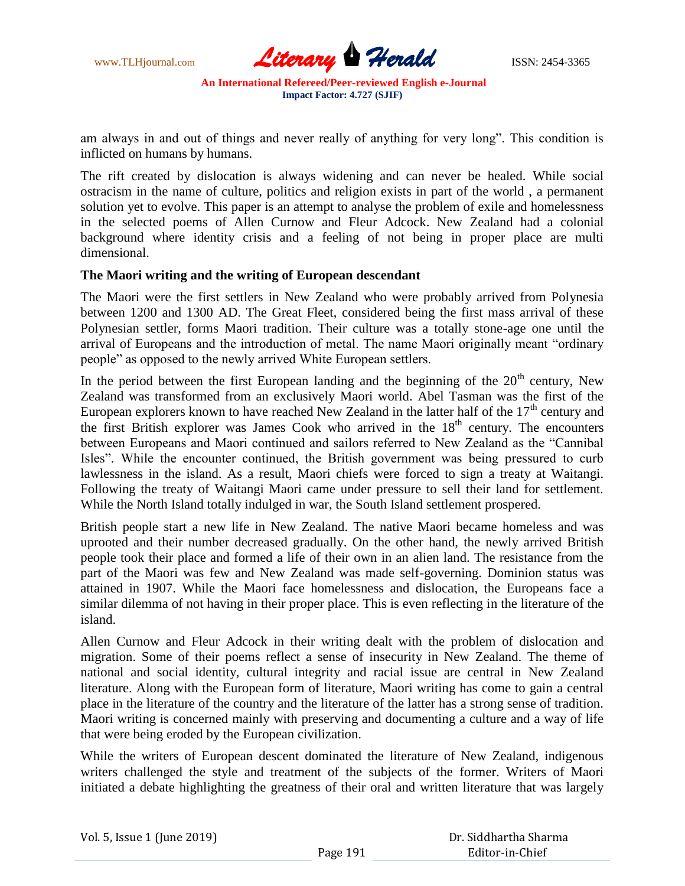am always in and out of things and never really of anything for very long". This condition is inflicted on humans by humans.

The rift created by dislocation is always widening and can never be healed. While social ostracism in the name of culture, politics and religion exists in part of the world , a permanent solution yet to evolve. This paper is an attempt to analyse the problem of exile and homelessness in the selected poems of Allen Curnow and Fleur Adcock. New Zealand had a colonial background where identity crisis and a feeling of not being in proper place are multi dimensional.

**The Maori writing and the writing of European descendant**

The Maori were the first settlers in New Zealand who were probably arrived from Polynesia between 1200 and 1300 AD. The Great Fleet, considered being the first mass arrival of these Polynesian settler, forms Maori tradition. Their culture was a totally stone-age one until the arrival of Europeans and the introduction of metal. The name Maori originally meant "ordinary people" as opposed to the newly arrived White European settlers.

In the period between the first European landing and the beginning of the 20th century, New Zealand was transformed from an exclusively Maori world. Abel Tasman was the first of the European explorers known to have reached New Zealand in the latter half of the 17th century and the first British explorer was James Cook who arrived in the 18th century. The encounters between Europeans and Maori continued and sailors referred to New Zealand as the "Cannibal Isles". While the encounter continued, the British government was being pressured to curb lawlessness in the island. As a result, Maori chiefs were forced to sign a treaty at Waitangi. Following the treaty of Waitangi Maori came under pressure to sell their land for settlement. While the North Island totally indulged in war, the South Island settlement prospered.

British people start a new life in New Zealand. The native Maori became homeless and was uprooted and their number decreased gradually. On the other hand, the newly arrived British people took their place and formed a life of their own in an alien land. The resistance from the part of the Maori was few and New Zealand was made self-governing. Dominion status was attained in 1907. While the Maori face homelessness and dislocation, the Europeans face a similar dilemma of not having in their proper place. This is even reflecting in the literature of the island.

Allen Curnow and Fleur Adcock in their writing dealt with the problem of dislocation and migration. Some of their poems reflect a sense of insecurity in New Zealand. The theme of national and social identity, cultural integrity and racial issue are central in New Zealand literature. Along with the European form of literature, Maori writing has come to gain a central place in the literature of the country and the literature of the latter has a strong sense of tradition. Maori writing is concerned mainly with preserving and documenting a culture and a way of life that were being eroded by the European civilization.

While the writers of European descent dominated the literature of New Zealand, indigenous writers challenged the style and treatment of the subjects of the former. Writers of Maori initiated a debate highlighting the greatness of their oral and written literature that was largely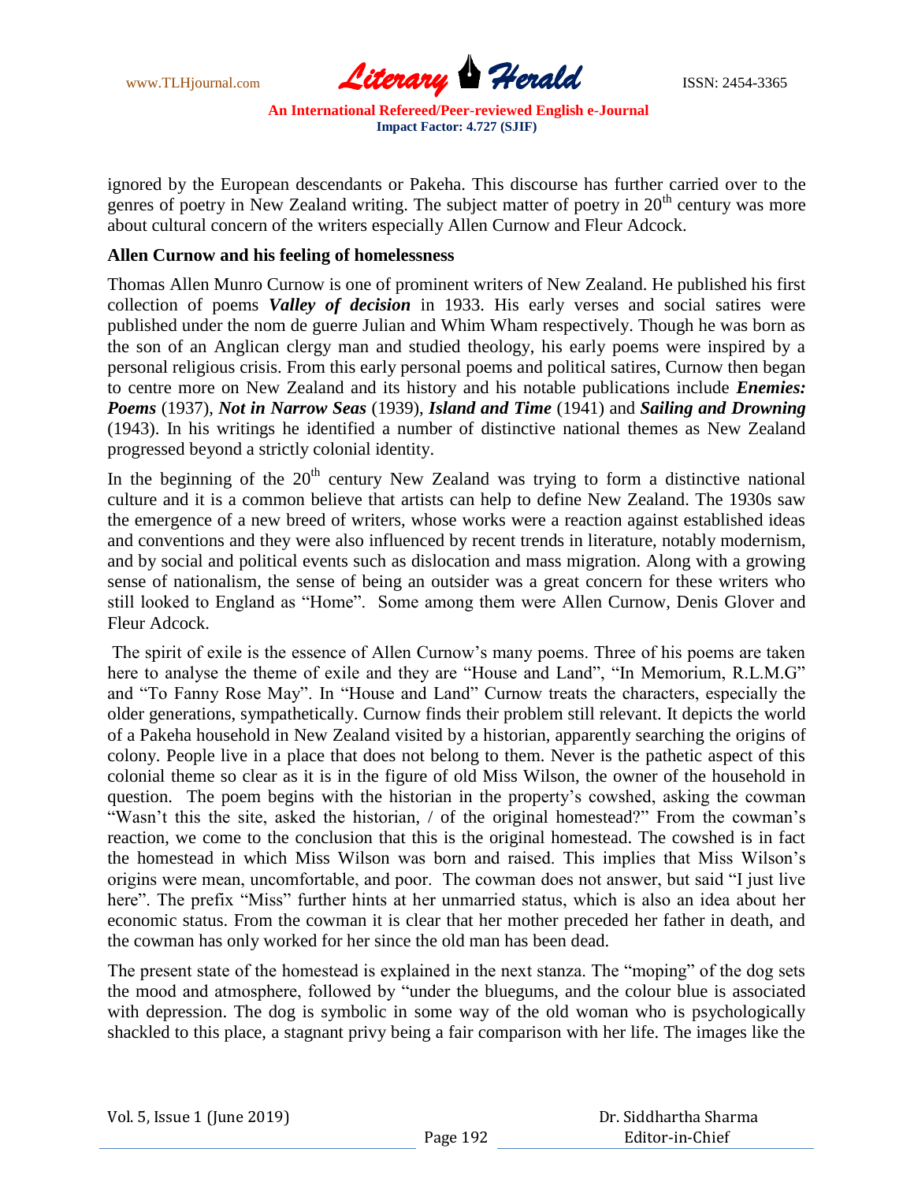ignored by the European descendants or Pakeha. This discourse has further carried over to the genres of poetry in New Zealand writing. The subject matter of poetry in 20th century was more about cultural concern of the writers especially Allen Curnow and Fleur Adcock.

**Allen Curnow and his feeling of homelessness**

Thomas Allen Munro Curnow is one of prominent writers of New Zealand. He published his first collection of poems ***Valley of decision*** in 1933. His early verses and social satires were published under the nom de guerre Julian and Whim Wham respectively. Though he was born as the son of an Anglican clergy man and studied theology, his early poems were inspired by a personal religious crisis. From this early personal poems and political satires, Curnow then began to centre more on New Zealand and its history and his notable publications include ***Enemies: Poems*** (1937), ***Not in Narrow Seas*** (1939), ***Island and Time*** (1941) and ***Sailing and Drowning*** (1943). In his writings he identified a number of distinctive national themes as New Zealand progressed beyond a strictly colonial identity.

In the beginning of the 20th century New Zealand was trying to form a distinctive national culture and it is a common believe that artists can help to define New Zealand. The 1930s saw the emergence of a new breed of writers, whose works were a reaction against established ideas and conventions and they were also influenced by recent trends in literature, notably modernism, and by social and political events such as dislocation and mass migration. Along with a growing sense of nationalism, the sense of being an outsider was a great concern for these writers who still looked to England as "Home". Some among them were Allen Curnow, Denis Glover and Fleur Adcock.

The spirit of exile is the essence of Allen Curnow's many poems. Three of his poems are taken here to analyse the theme of exile and they are "House and Land", "In Memorium, R.L.M.G" and "To Fanny Rose May". In "House and Land" Curnow treats the characters, especially the older generations, sympathetically. Curnow finds their problem still relevant. It depicts the world of a Pakeha household in New Zealand visited by a historian, apparently searching the origins of colony. People live in a place that does not belong to them. Never is the pathetic aspect of this colonial theme so clear as it is in the figure of old Miss Wilson, the owner of the household in question. The poem begins with the historian in the property's cowshed, asking the cowman "Wasn't this the site, asked the historian, / of the original homestead?" From the cowman's reaction, we come to the conclusion that this is the original homestead. The cowshed is in fact the homestead in which Miss Wilson was born and raised. This implies that Miss Wilson's origins were mean, uncomfortable, and poor. The cowman does not answer, but said "I just live here". The prefix "Miss" further hints at her unmarried status, which is also an idea about her economic status. From the cowman it is clear that her mother preceded her father in death, and the cowman has only worked for her since the old man has been dead.

The present state of the homestead is explained in the next stanza. The "moping" of the dog sets the mood and atmosphere, followed by "under the bluegums, and the colour blue is associated with depression. The dog is symbolic in some way of the old woman who is psychologically shackled to this place, a stagnant privy being a fair comparison with her life. The images like the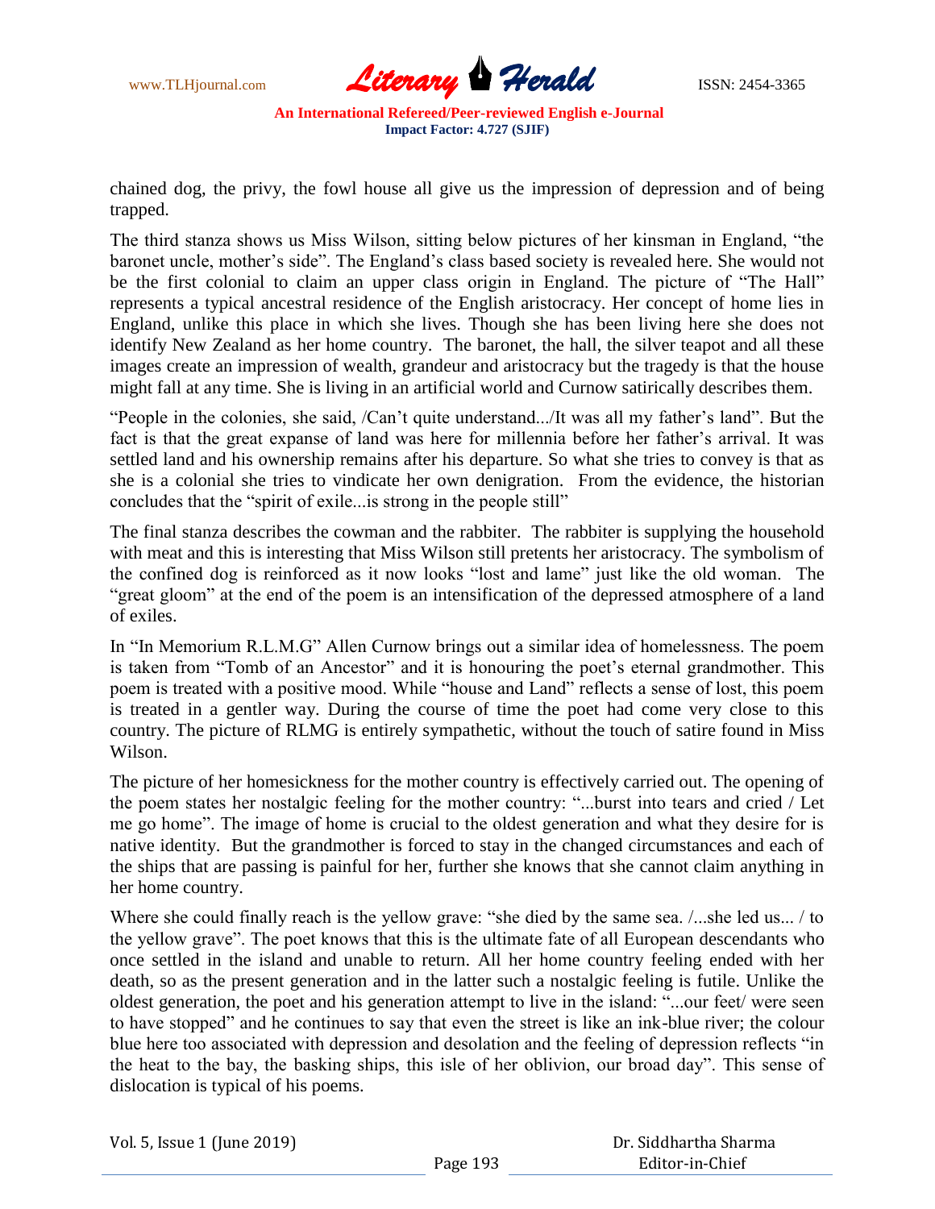chained dog, the privy, the fowl house all give us the impression of depression and of being trapped.

The third stanza shows us Miss Wilson, sitting below pictures of her kinsman in England, "the baronet uncle, mother's side". The England's class based society is revealed here. She would not be the first colonial to claim an upper class origin in England. The picture of "The Hall" represents a typical ancestral residence of the English aristocracy. Her concept of home lies in England, unlike this place in which she lives. Though she has been living here she does not identify New Zealand as her home country. The baronet, the hall, the silver teapot and all these images create an impression of wealth, grandeur and aristocracy but the tragedy is that the house might fall at any time. She is living in an artificial world and Curnow satirically describes them.

"People in the colonies, she said, /Can't quite understand.../It was all my father's land". But the fact is that the great expanse of land was here for millennia before her father's arrival. It was settled land and his ownership remains after his departure. So what she tries to convey is that as she is a colonial she tries to vindicate her own denigration. From the evidence, the historian concludes that the "spirit of exile...is strong in the people still"

The final stanza describes the cowman and the rabbiter. The rabbiter is supplying the household with meat and this is interesting that Miss Wilson still pretents her aristocracy. The symbolism of the confined dog is reinforced as it now looks "lost and lame" just like the old woman. The "great gloom" at the end of the poem is an intensification of the depressed atmosphere of a land of exiles.

In "In Memorium R.L.M.G" Allen Curnow brings out a similar idea of homelessness. The poem is taken from "Tomb of an Ancestor" and it is honouring the poet's eternal grandmother. This poem is treated with a positive mood. While "house and Land" reflects a sense of lost, this poem is treated in a gentler way. During the course of time the poet had come very close to this country. The picture of RLMG is entirely sympathetic, without the touch of satire found in Miss Wilson.

The picture of her homesickness for the mother country is effectively carried out. The opening of the poem states her nostalgic feeling for the mother country: "...burst into tears and cried / Let me go home". The image of home is crucial to the oldest generation and what they desire for is native identity. But the grandmother is forced to stay in the changed circumstances and each of the ships that are passing is painful for her, further she knows that she cannot claim anything in her home country.

Where she could finally reach is the yellow grave: "she died by the same sea. /...she led us... / to the yellow grave". The poet knows that this is the ultimate fate of all European descendants who once settled in the island and unable to return. All her home country feeling ended with her death, so as the present generation and in the latter such a nostalgic feeling is futile. Unlike the oldest generation, the poet and his generation attempt to live in the island: "...our feet/ were seen to have stopped" and he continues to say that even the street is like an ink-blue river; the colour blue here too associated with depression and desolation and the feeling of depression reflects "in the heat to the bay, the basking ships, this isle of her oblivion, our broad day". This sense of dislocation is typical of his poems.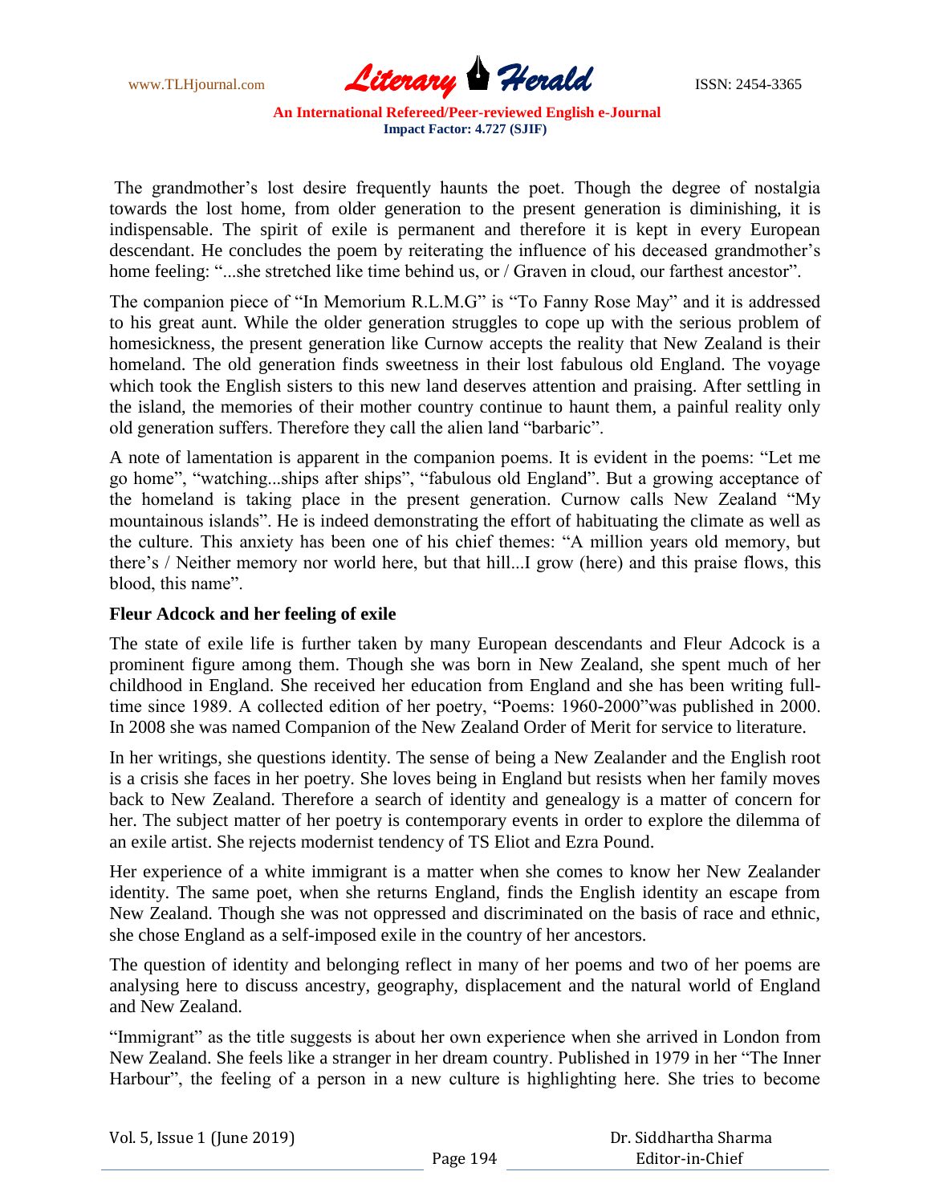The grandmother's lost desire frequently haunts the poet. Though the degree of nostalgia towards the lost home, from older generation to the present generation is diminishing, it is indispensable. The spirit of exile is permanent and therefore it is kept in every European descendant. He concludes the poem by reiterating the influence of his deceased grandmother's home feeling: "...she stretched like time behind us, or / Graven in cloud, our farthest ancestor".

The companion piece of "In Memorium R.L.M.G" is "To Fanny Rose May" and it is addressed to his great aunt. While the older generation struggles to cope up with the serious problem of homesickness, the present generation like Curnow accepts the reality that New Zealand is their homeland. The old generation finds sweetness in their lost fabulous old England. The voyage which took the English sisters to this new land deserves attention and praising. After settling in the island, the memories of their mother country continue to haunt them, a painful reality only old generation suffers. Therefore they call the alien land "barbaric".

A note of lamentation is apparent in the companion poems. It is evident in the poems: "Let me go home", "watching...ships after ships", "fabulous old England". But a growing acceptance of the homeland is taking place in the present generation. Curnow calls New Zealand "My mountainous islands". He is indeed demonstrating the effort of habituating the climate as well as the culture. This anxiety has been one of his chief themes: "A million years old memory, but there's / Neither memory nor world here, but that hill...I grow (here) and this praise flows, this blood, this name".

**Fleur Adcock and her feeling of exile**

The state of exile life is further taken by many European descendants and Fleur Adcock is a prominent figure among them. Though she was born in New Zealand, she spent much of her childhood in England. She received her education from England and she has been writing full-time since 1989. A collected edition of her poetry, "Poems: 1960-2000"was published in 2000. In 2008 she was named Companion of the New Zealand Order of Merit for service to literature.

In her writings, she questions identity. The sense of being a New Zealander and the English root is a crisis she faces in her poetry. She loves being in England but resists when her family moves back to New Zealand. Therefore a search of identity and genealogy is a matter of concern for her. The subject matter of her poetry is contemporary events in order to explore the dilemma of an exile artist. She rejects modernist tendency of TS Eliot and Ezra Pound.

Her experience of a white immigrant is a matter when she comes to know her New Zealander identity. The same poet, when she returns England, finds the English identity an escape from New Zealand. Though she was not oppressed and discriminated on the basis of race and ethnic, she chose England as a self-imposed exile in the country of her ancestors.

The question of identity and belonging reflect in many of her poems and two of her poems are analysing here to discuss ancestry, geography, displacement and the natural world of England and New Zealand.

"Immigrant" as the title suggests is about her own experience when she arrived in London from New Zealand. She feels like a stranger in her dream country. Published in 1979 in her "The Inner Harbour", the feeling of a person in a new culture is highlighting here. She tries to become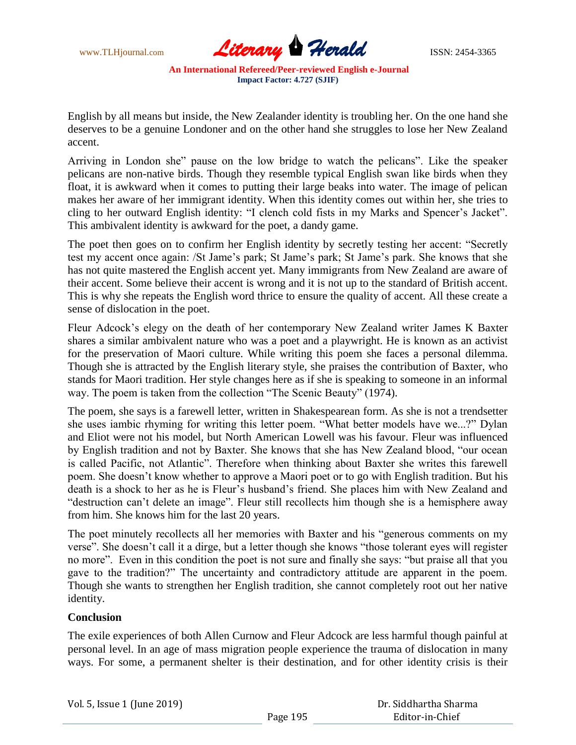English by all means but inside, the New Zealander identity is troubling her. On the one hand she deserves to be a genuine Londoner and on the other hand she struggles to lose her New Zealand accent.

Arriving in London she" pause on the low bridge to watch the pelicans". Like the speaker pelicans are non-native birds. Though they resemble typical English swan like birds when they float, it is awkward when it comes to putting their large beaks into water. The image of pelican makes her aware of her immigrant identity. When this identity comes out within her, she tries to cling to her outward English identity: "I clench cold fists in my Marks and Spencer's Jacket". This ambivalent identity is awkward for the poet, a dandy game.

The poet then goes on to confirm her English identity by secretly testing her accent: "Secretly test my accent once again: /St Jame's park; St Jame's park; St Jame's park. She knows that she has not quite mastered the English accent yet. Many immigrants from New Zealand are aware of their accent. Some believe their accent is wrong and it is not up to the standard of British accent. This is why she repeats the English word thrice to ensure the quality of accent. All these create a sense of dislocation in the poet.

Fleur Adcock's elegy on the death of her contemporary New Zealand writer James K Baxter shares a similar ambivalent nature who was a poet and a playwright. He is known as an activist for the preservation of Maori culture. While writing this poem she faces a personal dilemma. Though she is attracted by the English literary style, she praises the contribution of Baxter, who stands for Maori tradition. Her style changes here as if she is speaking to someone in an informal way. The poem is taken from the collection "The Scenic Beauty" (1974).

The poem, she says is a farewell letter, written in Shakespearean form. As she is not a trendsetter she uses iambic rhyming for writing this letter poem. "What better models have we...?" Dylan and Eliot were not his model, but North American Lowell was his favour. Fleur was influenced by English tradition and not by Baxter. She knows that she has New Zealand blood, "our ocean is called Pacific, not Atlantic". Therefore when thinking about Baxter she writes this farewell poem. She doesn't know whether to approve a Maori poet or to go with English tradition. But his death is a shock to her as he is Fleur's husband's friend. She places him with New Zealand and "destruction can't delete an image". Fleur still recollects him though she is a hemisphere away from him. She knows him for the last 20 years.

The poet minutely recollects all her memories with Baxter and his "generous comments on my verse". She doesn't call it a dirge, but a letter though she knows "those tolerant eyes will register no more". Even in this condition the poet is not sure and finally she says: "but praise all that you gave to the tradition?" The uncertainty and contradictory attitude are apparent in the poem. Though she wants to strengthen her English tradition, she cannot completely root out her native identity.

## Conclusion

The exile experiences of both Allen Curnow and Fleur Adcock are less harmful though painful at personal level. In an age of mass migration people experience the trauma of dislocation in many ways. For some, a permanent shelter is their destination, and for other identity crisis is their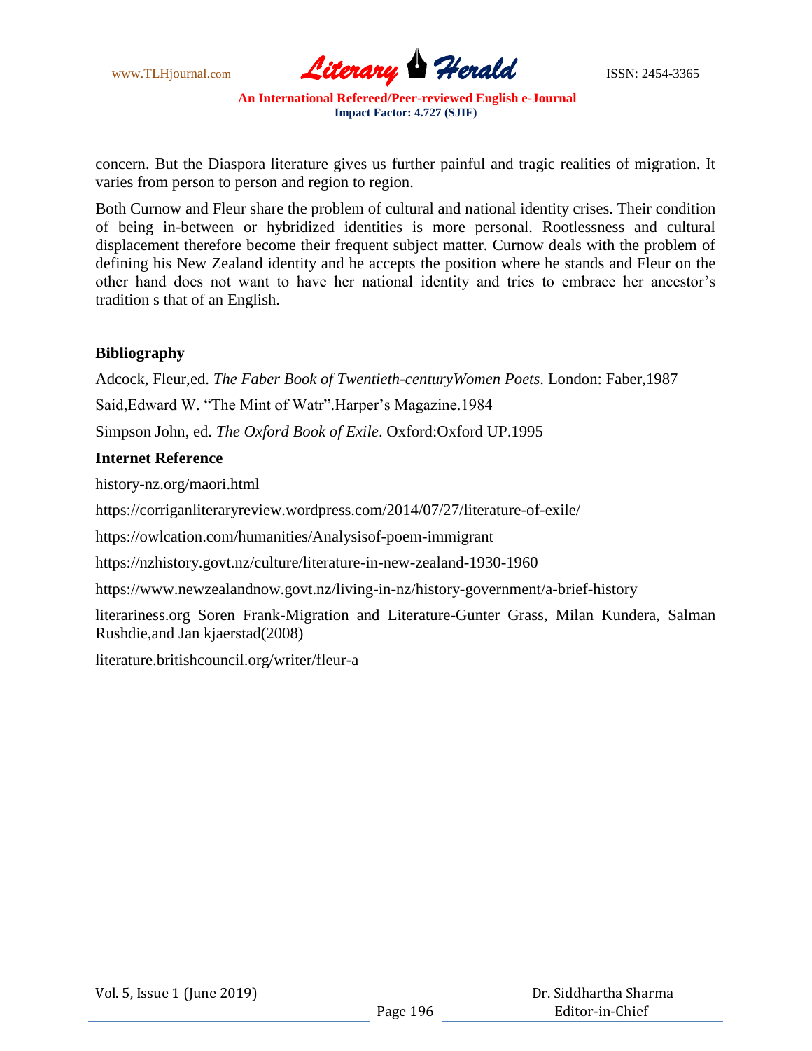concern. But the Diaspora literature gives us further painful and tragic realities of migration. It varies from person to person and region to region.

Both Curnow and Fleur share the problem of cultural and national identity crises. Their condition of being in-between or hybridized identities is more personal. Rootlessness and cultural displacement therefore become their frequent subject matter. Curnow deals with the problem of defining his New Zealand identity and he accepts the position where he stands and Fleur on the other hand does not want to have her national identity and tries to embrace her ancestor's tradition s that of an English.

## Bibliography

Adcock, Fleur,ed. *The Faber Book of Twentieth-centuryWomen Poets*. London: Faber,1987

Said,Edward W. "The Mint of Watr".Harper's Magazine.1984

Simpson John, ed. *The Oxford Book of Exile*. Oxford:Oxford UP.1995

### Internet Reference

history-nz.org/maori.html

https://corriganliteraryreview.wordpress.com/2014/07/27/literature-of-exile/

https://owlcation.com/humanities/Analysisof-poem-immigrant

https://nzhistory.govt.nz/culture/literature-in-new-zealand-1930-1960

https://www.newzealandnow.govt.nz/living-in-nz/history-government/a-brief-history

literariness.org Soren Frank-Migration and Literature-Gunter Grass, Milan Kundera, Salman Rushdie,and Jan kjaerstad(2008)

literature.britishcouncil.org/writer/fleur-a